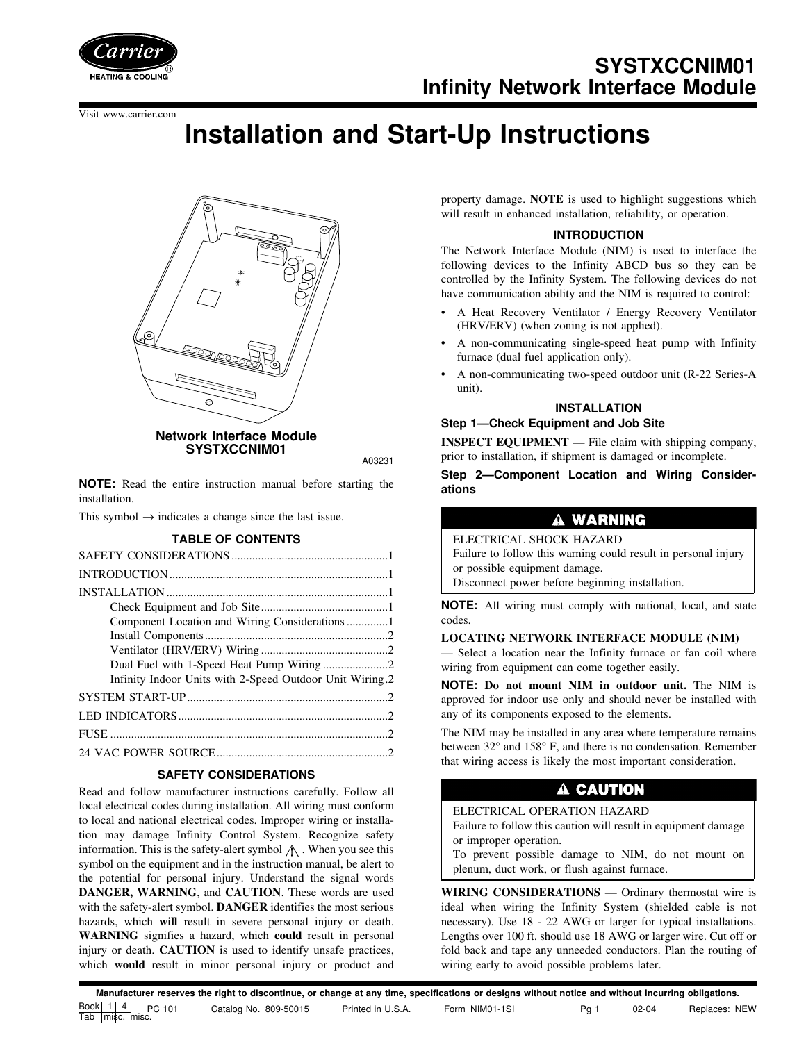# SYSTXCCNIM01 Infinity Network Interface Module

Visit www.carrier.com

# Installation and Start-Up Instructions

**Network Interface Module SYSTXCCNIM01**

A03231

**NOTE:** Read the entire instruction manual before starting the installation.

This symbol → indicates a change since the last issue.

## TABLE OF CONTENTS

| | |
|---|---|
| SAFETY CONSIDERATIONS | 1 |
| INTRODUCTION | 1 |
| INSTALLATION | 1 |
| Check Equipment and Job Site | 1 |
| Component Location and Wiring Considerations | 1 |
| Install Components | 2 |
| Ventilator (HRV/ERV) Wiring | 2 |
| Dual Fuel with 1-Speed Heat Pump Wiring | 2 |
| Infinity Indoor Units with 2-Speed Outdoor Unit Wiring | 2 |
| SYSTEM START-UP | 2 |
| LED INDICATORS | 2 |
| FUSE | 2 |
| 24 VAC POWER SOURCE | 2 |

## SAFETY CONSIDERATIONS

Read and follow manufacturer instructions carefully. Follow all local electrical codes during installation. All wiring must conform to local and national electrical codes. Improper wiring or installation may damage Infinity Control System. Recognize safety information. This is the safety-alert symbol ⚠. When you see this symbol on the equipment and in the instruction manual, be alert to the potential for personal injury. Understand the signal words **DANGER, WARNING**, and **CAUTION**. These words are used with the safety-alert symbol. **DANGER** identifies the most serious hazards, which **will** result in severe personal injury or death. **WARNING** signifies a hazard, which **could** result in personal injury or death. **CAUTION** is used to identify unsafe practices, which **would** result in minor personal injury or product and property damage. **NOTE** is used to highlight suggestions which will result in enhanced installation, reliability, or operation.

## INTRODUCTION

The Network Interface Module (NIM) is used to interface the following devices to the Infinity ABCD bus so they can be controlled by the Infinity System. The following devices do not have communication ability and the NIM is required to control:

- A Heat Recovery Ventilator / Energy Recovery Ventilator (HRV/ERV) (when zoning is not applied).
- A non-communicating single-speed heat pump with Infinity furnace (dual fuel application only).
- A non-communicating two-speed outdoor unit (R-22 Series-A unit).

## INSTALLATION

### Step 1—Check Equipment and Job Site

**INSPECT EQUIPMENT** — File claim with shipping company, prior to installation, if shipment is damaged or incomplete.

### Step 2—Component Location and Wiring Considerations

> **⚠ WARNING**
>
> ELECTRICAL SHOCK HAZARD
>
> Failure to follow this warning could result in personal injury or possible equipment damage.
>
> Disconnect power before beginning installation.

**NOTE:** All wiring must comply with national, local, and state codes.

**LOCATING NETWORK INTERFACE MODULE (NIM)** — Select a location near the Infinity furnace or fan coil where wiring from equipment can come together easily.

**NOTE: Do not mount NIM in outdoor unit.** The NIM is approved for indoor use only and should never be installed with any of its components exposed to the elements.

The NIM may be installed in any area where temperature remains between 32° and 158° F, and there is no condensation. Remember that wiring access is likely the most important consideration.

> **⚠ CAUTION**
>
> ELECTRICAL OPERATION HAZARD
>
> Failure to follow this caution will result in equipment damage or improper operation.
>
> To prevent possible damage to NIM, do not mount on plenum, duct work, or flush against furnace.

**WIRING CONSIDERATIONS** — Ordinary thermostat wire is ideal when wiring the Infinity System (shielded cable is not necessary). Use 18 - 22 AWG or larger for typical installations. Lengths over 100 ft. should use 18 AWG or larger wire. Cut off or fold back and tape any unneeded conductors. Plan the routing of wiring early to avoid possible problems later.

**Manufacturer reserves the right to discontinue, or change at any time, specifications or designs without notice and without incurring obligations.**

Book 1 | 4 Tab misc. misc. PC 101 Catalog No. 809-50015 Printed in U.S.A. Form NIM01-1SI Pg 1 02-04 Replaces: NEW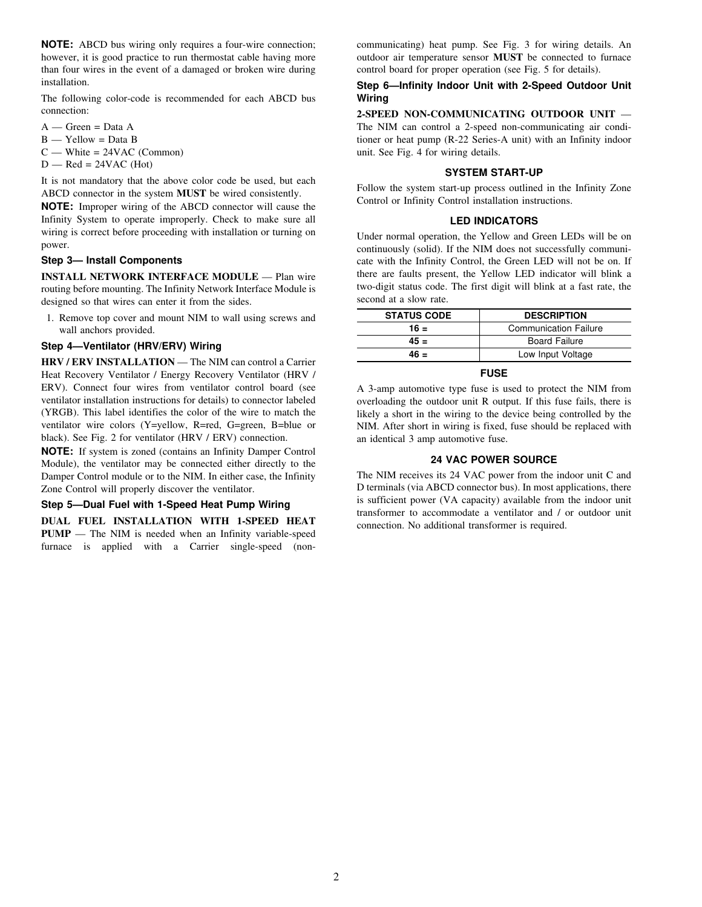**NOTE:** ABCD bus wiring only requires a four-wire connection; however, it is good practice to run thermostat cable having more than four wires in the event of a damaged or broken wire during installation.

The following color-code is recommended for each ABCD bus connection:

A — Green = Data A
B — Yellow = Data B
C — White = 24VAC (Common)
D — Red = 24VAC (Hot)

It is not mandatory that the above color code be used, but each ABCD connector in the system **MUST** be wired consistently.

**NOTE:** Improper wiring of the ABCD connector will cause the Infinity System to operate improperly. Check to make sure all wiring is correct before proceeding with installation or turning on power.

### Step 3— Install Components

**INSTALL NETWORK INTERFACE MODULE** — Plan wire routing before mounting. The Infinity Network Interface Module is designed so that wires can enter it from the sides.

1. Remove top cover and mount NIM to wall using screws and wall anchors provided.

### Step 4—Ventilator (HRV/ERV) Wiring

**HRV / ERV INSTALLATION** — The NIM can control a Carrier Heat Recovery Ventilator / Energy Recovery Ventilator (HRV / ERV). Connect four wires from ventilator control board (see ventilator installation instructions for details) to connector labeled (YRGB). This label identifies the color of the wire to match the ventilator wire colors (Y=yellow, R=red, G=green, B=blue or black). See Fig. 2 for ventilator (HRV / ERV) connection.

**NOTE:** If system is zoned (contains an Infinity Damper Control Module), the ventilator may be connected either directly to the Damper Control module or to the NIM. In either case, the Infinity Zone Control will properly discover the ventilator.

### Step 5—Dual Fuel with 1-Speed Heat Pump Wiring

**DUAL FUEL INSTALLATION WITH 1-SPEED HEAT PUMP** — The NIM is needed when an Infinity variable-speed furnace is applied with a Carrier single-speed (non-communicating) heat pump. See Fig. 3 for wiring details. An outdoor air temperature sensor **MUST** be connected to furnace control board for proper operation (see Fig. 5 for details).

### Step 6—Infinity Indoor Unit with 2-Speed Outdoor Unit Wiring

**2-SPEED NON-COMMUNICATING OUTDOOR UNIT** — The NIM can control a 2-speed non-communicating air conditioner or heat pump (R-22 Series-A unit) with an Infinity indoor unit. See Fig. 4 for wiring details.

## SYSTEM START-UP

Follow the system start-up process outlined in the Infinity Zone Control or Infinity Control installation instructions.

## LED INDICATORS

Under normal operation, the Yellow and Green LEDs will be on continuously (solid). If the NIM does not successfully communicate with the Infinity Control, the Green LED will not be on. If there are faults present, the Yellow LED indicator will blink a two-digit status code. The first digit will blink at a fast rate, the second at a slow rate.

| STATUS CODE | DESCRIPTION |
|---|---|
| 16 = | Communication Failure |
| 45 = | Board Failure |
| 46 = | Low Input Voltage |

## FUSE

A 3-amp automotive type fuse is used to protect the NIM from overloading the outdoor unit R output. If this fuse fails, there is likely a short in the wiring to the device being controlled by the NIM. After short in wiring is fixed, fuse should be replaced with an identical 3 amp automotive fuse.

## 24 VAC POWER SOURCE

The NIM receives its 24 VAC power from the indoor unit C and D terminals (via ABCD connector bus). In most applications, there is sufficient power (VA capacity) available from the indoor unit transformer to accommodate a ventilator and / or outdoor unit connection. No additional transformer is required.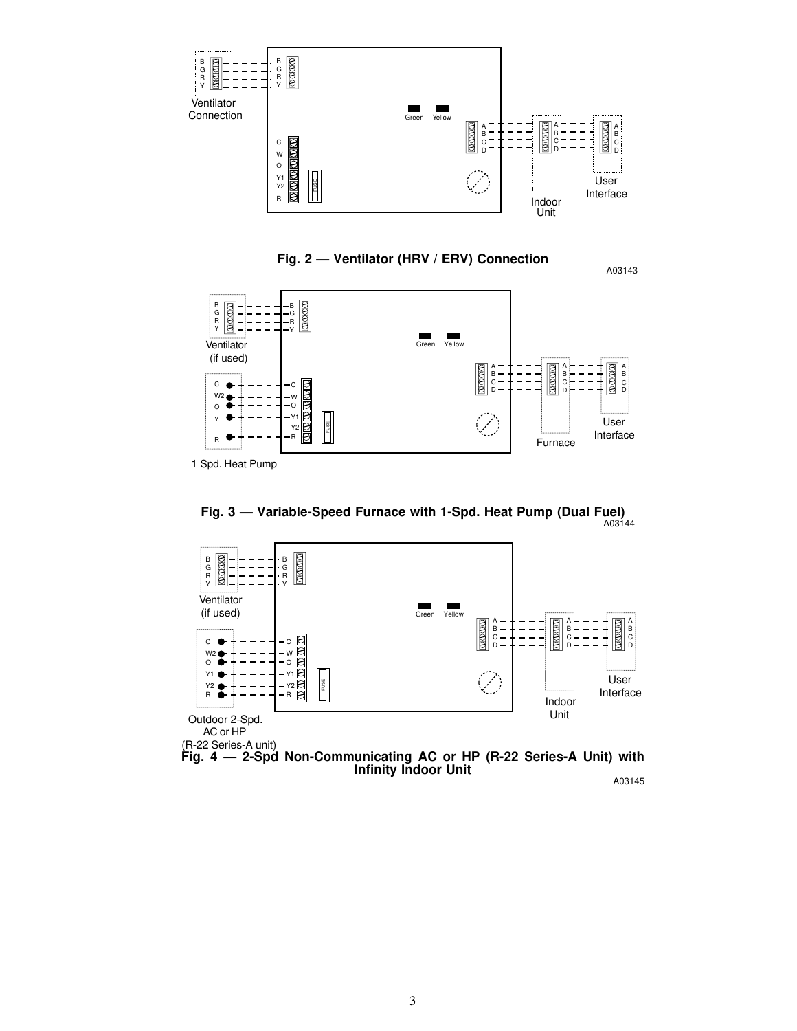Fig. 2 — Ventilator (HRV / ERV) Connection

A03143

Fig. 3 — Variable-Speed Furnace with 1-Spd. Heat Pump (Dual Fuel)

A03144

Fig. 4 — 2-Spd Non-Communicating AC or HP (R-22 Series-A Unit) with Infinity Indoor Unit

A03145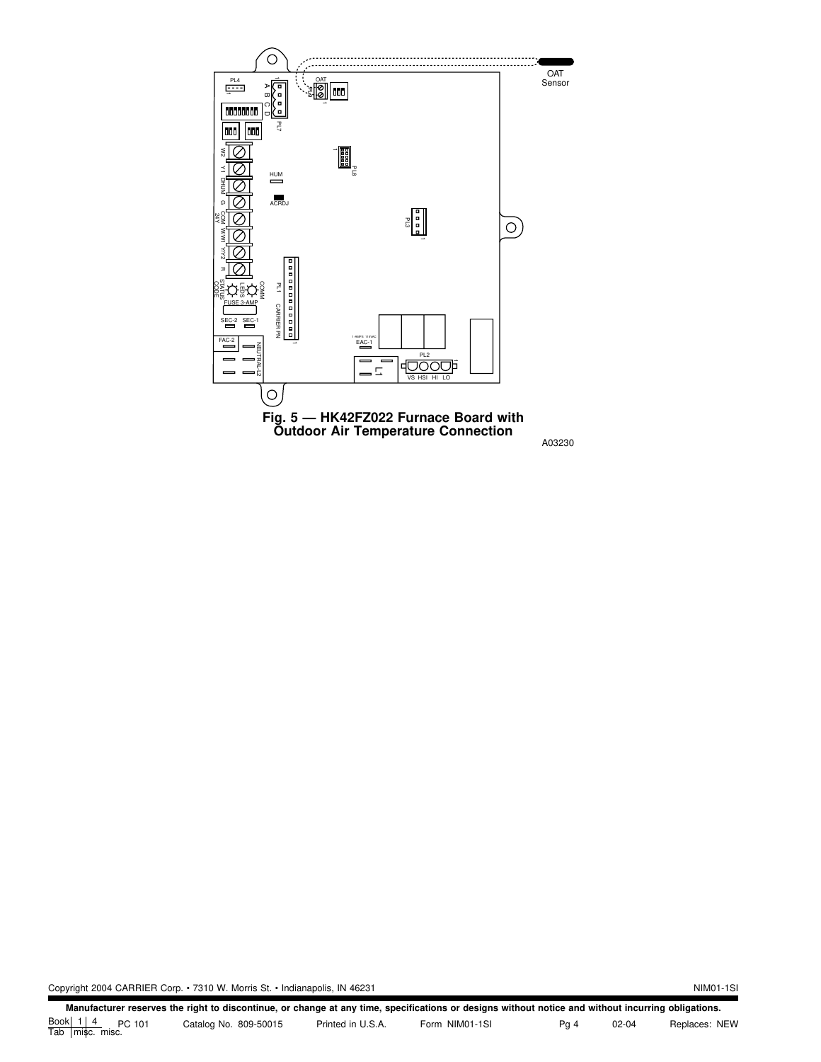OAT
Sensor

PL4
A B C D
PL7
OAT
PL6
PL8
HUM
ACRDJ
PL3
W2
Y1
DHUM
G
COM 24V
W/W1
Y/Y2
R
STATUS CODE
LEDS
COMM
FUSE 3-AMP
SEC-2 SEC-1
PL1 CARRIER PN
FAC-2
NEUTRAL-L2
1-AMPS 115VAC
EAC-1
L1
PL2
VS HSI HI LO

**Fig. 5 — HK42FZ022 Furnace Board with Outdoor Air Temperature Connection**

A03230

Copyright 2004 CARRIER Corp. • 7310 W. Morris St. • Indianapolis, IN 46231 NIM01-1SI

**Manufacturer reserves the right to discontinue, or change at any time, specifications or designs without notice and without incurring obligations.**

Book 1 | 4 Tab misc. | misc. PC 101 Catalog No. 809-50015 Printed in U.S.A. Form NIM01-1SI Pg 4 02-04 Replaces: NEW